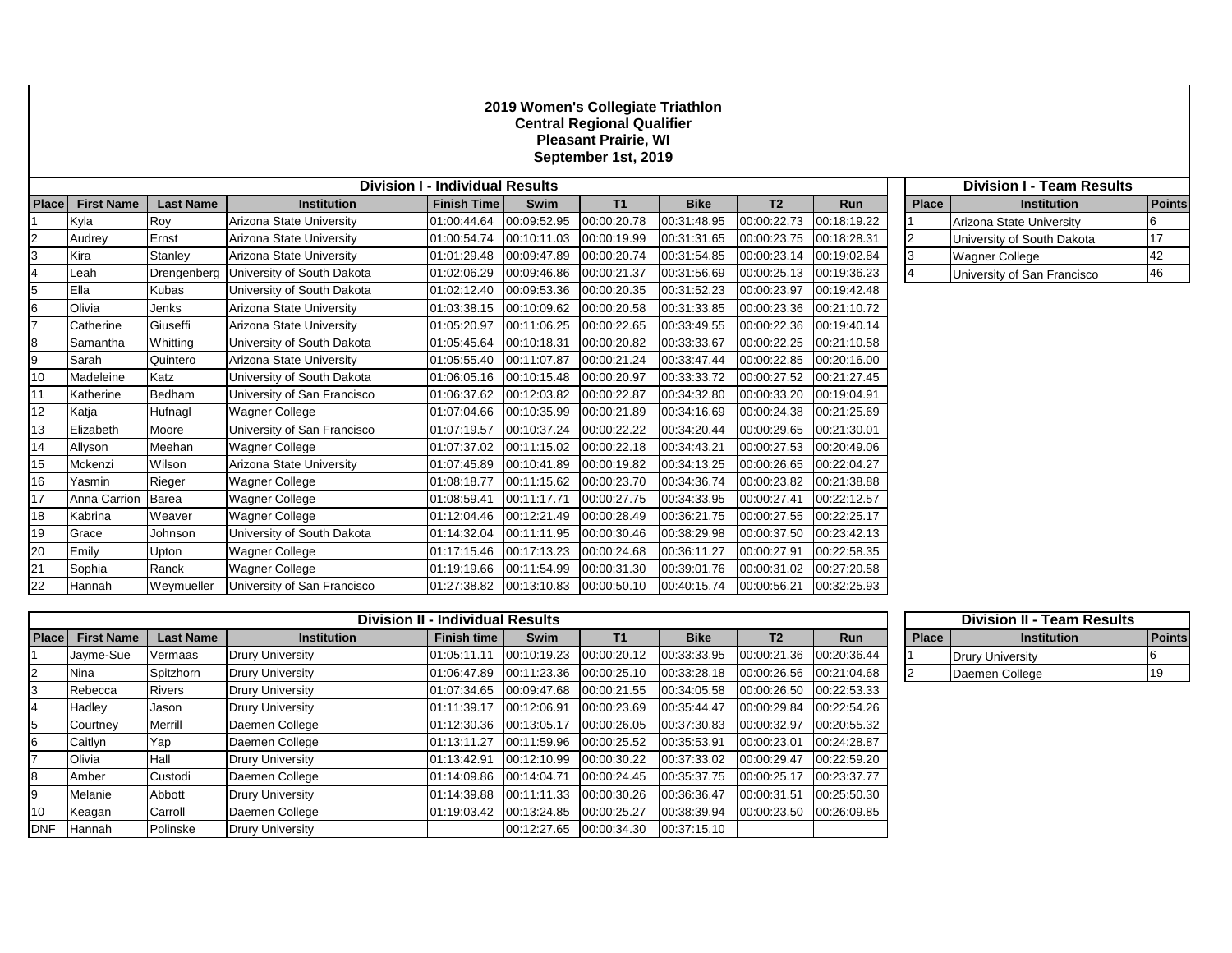# 2019 Women's Collegiate Triathlon
## Central Regional Qualifier
### Pleasant Prairie, WI
### September 1st, 2019

**Division I - Individual Results**

| Place | First Name | Last Name | Institution | Finish Time | Swim | T1 | Bike | T2 | Run |
|---|---|---|---|---|---|---|---|---|---|
| 1 | Kyla | Roy | Arizona State University | 01:00:44.64 | 00:09:52.95 | 00:00:20.78 | 00:31:48.95 | 00:00:22.73 | 00:18:19.22 |
| 2 | Audrey | Ernst | Arizona State University | 01:00:54.74 | 00:10:11.03 | 00:00:19.99 | 00:31:31.65 | 00:00:23.75 | 00:18:28.31 |
| 3 | Kira | Stanley | Arizona State University | 01:01:29.48 | 00:09:47.89 | 00:00:20.74 | 00:31:54.85 | 00:00:23.14 | 00:19:02.84 |
| 4 | Leah | Drengenberg | University of South Dakota | 01:02:06.29 | 00:09:46.86 | 00:00:21.37 | 00:31:56.69 | 00:00:25.13 | 00:19:36.23 |
| 5 | Ella | Kubas | University of South Dakota | 01:02:12.40 | 00:09:53.36 | 00:00:20.35 | 00:31:52.23 | 00:00:23.97 | 00:19:42.48 |
| 6 | Olivia | Jenks | Arizona State University | 01:03:38.15 | 00:10:09.62 | 00:00:20.58 | 00:31:33.85 | 00:00:23.36 | 00:21:10.72 |
| 7 | Catherine | Giuseffi | Arizona State University | 01:05:20.97 | 00:11:06.25 | 00:00:22.65 | 00:33:49.55 | 00:00:22.36 | 00:19:40.14 |
| 8 | Samantha | Whitting | University of South Dakota | 01:05:45.64 | 00:10:18.31 | 00:00:20.82 | 00:33:33.67 | 00:00:22.25 | 00:21:10.58 |
| 9 | Sarah | Quintero | Arizona State University | 01:05:55.40 | 00:11:07.87 | 00:00:21.24 | 00:33:47.44 | 00:00:22.85 | 00:20:16.00 |
| 10 | Madeleine | Katz | University of South Dakota | 01:06:05.16 | 00:10:15.48 | 00:00:20.97 | 00:33:33.72 | 00:00:27.52 | 00:21:27.45 |
| 11 | Katherine | Bedham | University of San Francisco | 01:06:37.62 | 00:12:03.82 | 00:00:22.87 | 00:34:32.80 | 00:00:33.20 | 00:19:04.91 |
| 12 | Katja | Hufnagl | Wagner College | 01:07:04.66 | 00:10:35.99 | 00:00:21.89 | 00:34:16.69 | 00:00:24.38 | 00:21:25.69 |
| 13 | Elizabeth | Moore | University of San Francisco | 01:07:19.57 | 00:10:37.24 | 00:00:22.22 | 00:34:20.44 | 00:00:29.65 | 00:21:30.01 |
| 14 | Allyson | Meehan | Wagner College | 01:07:37.02 | 00:11:15.02 | 00:00:22.18 | 00:34:43.21 | 00:00:27.53 | 00:20:49.06 |
| 15 | Mckenzi | Wilson | Arizona State University | 01:07:45.89 | 00:10:41.89 | 00:00:19.82 | 00:34:13.25 | 00:00:26.65 | 00:22:04.27 |
| 16 | Yasmin | Rieger | Wagner College | 01:08:18.77 | 00:11:15.62 | 00:00:23.70 | 00:34:36.74 | 00:00:23.82 | 00:21:38.88 |
| 17 | Anna Carrion | Barea | Wagner College | 01:08:59.41 | 00:11:17.71 | 00:00:27.75 | 00:34:33.95 | 00:00:27.41 | 00:22:12.57 |
| 18 | Kabrina | Weaver | Wagner College | 01:12:04.46 | 00:12:21.49 | 00:00:28.49 | 00:36:21.75 | 00:00:27.55 | 00:22:25.17 |
| 19 | Grace | Johnson | University of South Dakota | 01:14:32.04 | 00:11:11.95 | 00:00:30.46 | 00:38:29.98 | 00:00:37.50 | 00:23:42.13 |
| 20 | Emily | Upton | Wagner College | 01:17:15.46 | 00:17:13.23 | 00:00:24.68 | 00:36:11.27 | 00:00:27.91 | 00:22:58.35 |
| 21 | Sophia | Ranck | Wagner College | 01:19:19.66 | 00:11:54.99 | 00:00:31.30 | 00:39:01.76 | 00:00:31.02 | 00:27:20.58 |
| 22 | Hannah | Weymueller | University of San Francisco | 01:27:38.82 | 00:13:10.83 | 00:00:50.10 | 00:40:15.74 | 00:00:56.21 | 00:32:25.93 |

**Division I - Team Results**

| Place | Institution | Points |
|---|---|---|
| 1 | Arizona State University | 6 |
| 2 | University of South Dakota | 17 |
| 3 | Wagner College | 42 |
| 4 | University of San Francisco | 46 |

**Division II - Individual Results**

| Place | First Name | Last Name | Institution | Finish time | Swim | T1 | Bike | T2 | Run |
|---|---|---|---|---|---|---|---|---|---|
| 1 | Jayme-Sue | Vermaas | Drury University | 01:05:11.11 | 00:10:19.23 | 00:00:20.12 | 00:33:33.95 | 00:00:21.36 | 00:20:36.44 |
| 2 | Nina | Spitzhorn | Drury University | 01:06:47.89 | 00:11:23.36 | 00:00:25.10 | 00:33:28.18 | 00:00:26.56 | 00:21:04.68 |
| 3 | Rebecca | Rivers | Drury University | 01:07:34.65 | 00:09:47.68 | 00:00:21.55 | 00:34:05.58 | 00:00:26.50 | 00:22:53.33 |
| 4 | Hadley | Jason | Drury University | 01:11:39.17 | 00:12:06.91 | 00:00:23.69 | 00:35:44.47 | 00:00:29.84 | 00:22:54.26 |
| 5 | Courtney | Merrill | Daemen College | 01:12:30.36 | 00:13:05.17 | 00:00:26.05 | 00:37:30.83 | 00:00:32.97 | 00:20:55.32 |
| 6 | Caitlyn | Yap | Daemen College | 01:13:11.27 | 00:11:59.96 | 00:00:25.52 | 00:35:53.91 | 00:00:23.01 | 00:24:28.87 |
| 7 | Olivia | Hall | Drury University | 01:13:42.91 | 00:12:10.99 | 00:00:30.22 | 00:37:33.02 | 00:00:29.47 | 00:22:59.20 |
| 8 | Amber | Custodi | Daemen College | 01:14:09.86 | 00:14:04.71 | 00:00:24.45 | 00:35:37.75 | 00:00:25.17 | 00:23:37.77 |
| 9 | Melanie | Abbott | Drury University | 01:14:39.88 | 00:11:11.33 | 00:00:30.26 | 00:36:36.47 | 00:00:31.51 | 00:25:50.30 |
| 10 | Keagan | Carroll | Daemen College | 01:19:03.42 | 00:13:24.85 | 00:00:25.27 | 00:38:39.94 | 00:00:23.50 | 00:26:09.85 |
| DNF | Hannah | Polinske | Drury University | | 00:12:27.65 | 00:00:34.30 | 00:37:15.10 | | |

**Division II - Team Results**

| Place | Institution | Points |
|---|---|---|
| 1 | Drury University | 6 |
| 2 | Daemen College | 19 |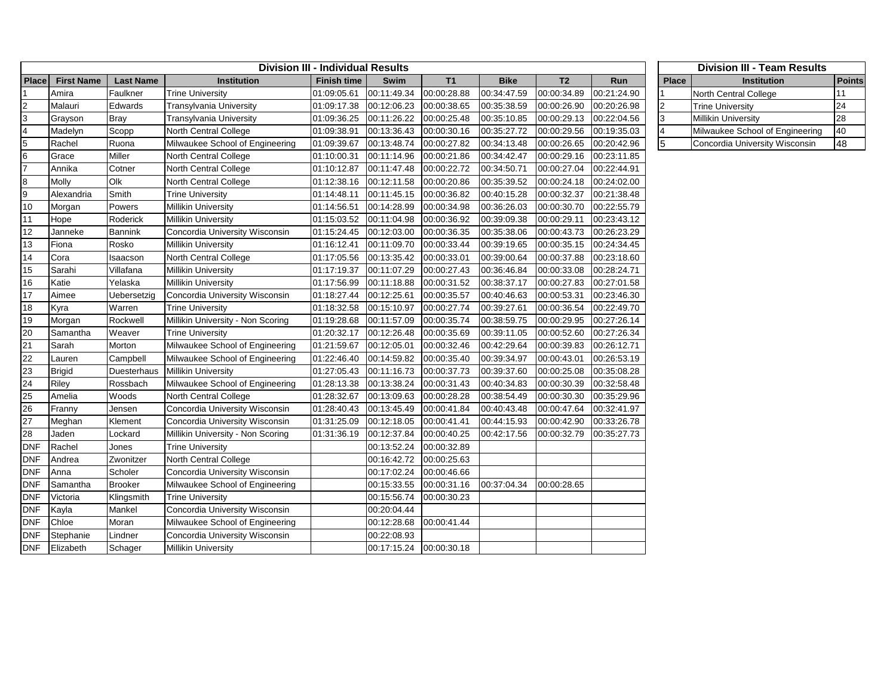## Division III - Individual Results

| Place | First Name | Last Name | Institution | Finish time | Swim | T1 | Bike | T2 | Run |
|---|---|---|---|---|---|---|---|---|---|
| 1 | Amira | Faulkner | Trine University | 01:09:05.61 | 00:11:49.34 | 00:00:28.88 | 00:34:47.59 | 00:00:34.89 | 00:21:24.90 |
| 2 | Malauri | Edwards | Transylvania University | 01:09:17.38 | 00:12:06.23 | 00:00:38.65 | 00:35:38.59 | 00:00:26.90 | 00:20:26.98 |
| 3 | Grayson | Bray | Transylvania University | 01:09:36.25 | 00:11:26.22 | 00:00:25.48 | 00:35:10.85 | 00:00:29.13 | 00:22:04.56 |
| 4 | Madelyn | Scopp | North Central College | 01:09:38.91 | 00:13:36.43 | 00:00:30.16 | 00:35:27.72 | 00:00:29.56 | 00:19:35.03 |
| 5 | Rachel | Ruona | Milwaukee School of Engineering | 01:09:39.67 | 00:13:48.74 | 00:00:27.82 | 00:34:13.48 | 00:00:26.65 | 00:20:42.96 |
| 6 | Grace | Miller | North Central College | 01:10:00.31 | 00:11:14.96 | 00:00:21.86 | 00:34:42.47 | 00:00:29.16 | 00:23:11.85 |
| 7 | Annika | Cotner | North Central College | 01:10:12.87 | 00:11:47.48 | 00:00:22.72 | 00:34:50.71 | 00:00:27.04 | 00:22:44.91 |
| 8 | Molly | Olk | North Central College | 01:12:38.16 | 00:12:11.58 | 00:00:20.86 | 00:35:39.52 | 00:00:24.18 | 00:24:02.00 |
| 9 | Alexandria | Smith | Trine University | 01:14:48.11 | 00:11:45.15 | 00:00:36.82 | 00:40:15.28 | 00:00:32.37 | 00:21:38.48 |
| 10 | Morgan | Powers | Millikin University | 01:14:56.51 | 00:14:28.99 | 00:00:34.98 | 00:36:26.03 | 00:00:30.70 | 00:22:55.79 |
| 11 | Hope | Roderick | Millikin University | 01:15:03.52 | 00:11:04.98 | 00:00:36.92 | 00:39:09.38 | 00:00:29.11 | 00:23:43.12 |
| 12 | Janneke | Bannink | Concordia University Wisconsin | 01:15:24.45 | 00:12:03.00 | 00:00:36.35 | 00:35:38.06 | 00:00:43.73 | 00:26:23.29 |
| 13 | Fiona | Rosko | Millikin University | 01:16:12.41 | 00:11:09.70 | 00:00:33.44 | 00:39:19.65 | 00:00:35.15 | 00:24:34.45 |
| 14 | Cora | Isaacson | North Central College | 01:17:05.56 | 00:13:35.42 | 00:00:33.01 | 00:39:00.64 | 00:00:37.88 | 00:23:18.60 |
| 15 | Sarahi | Villafana | Millikin University | 01:17:19.37 | 00:11:07.29 | 00:00:27.43 | 00:36:46.84 | 00:00:33.08 | 00:28:24.71 |
| 16 | Katie | Yelaska | Millikin University | 01:17:56.99 | 00:11:18.88 | 00:00:31.52 | 00:38:37.17 | 00:00:27.83 | 00:27:01.58 |
| 17 | Aimee | Uebersetzig | Concordia University Wisconsin | 01:18:27.44 | 00:12:25.61 | 00:00:35.57 | 00:40:46.63 | 00:00:53.31 | 00:23:46.30 |
| 18 | Kyra | Warren | Trine University | 01:18:32.58 | 00:15:10.97 | 00:00:27.74 | 00:39:27.61 | 00:00:36.54 | 00:22:49.70 |
| 19 | Morgan | Rockwell | Millikin University - Non Scoring | 01:19:28.68 | 00:11:57.09 | 00:00:35.74 | 00:38:59.75 | 00:00:29.95 | 00:27:26.14 |
| 20 | Samantha | Weaver | Trine University | 01:20:32.17 | 00:12:26.48 | 00:00:35.69 | 00:39:11.05 | 00:00:52.60 | 00:27:26.34 |
| 21 | Sarah | Morton | Milwaukee School of Engineering | 01:21:59.67 | 00:12:05.01 | 00:00:32.46 | 00:42:29.64 | 00:00:39.83 | 00:26:12.71 |
| 22 | Lauren | Campbell | Milwaukee School of Engineering | 01:22:46.40 | 00:14:59.82 | 00:00:35.40 | 00:39:34.97 | 00:00:43.01 | 00:26:53.19 |
| 23 | Brigid | Duesterhaus | Millikin University | 01:27:05.43 | 00:11:16.73 | 00:00:37.73 | 00:39:37.60 | 00:00:25.08 | 00:35:08.28 |
| 24 | Riley | Rossbach | Milwaukee School of Engineering | 01:28:13.38 | 00:13:38.24 | 00:00:31.43 | 00:40:34.83 | 00:00:30.39 | 00:32:58.48 |
| 25 | Amelia | Woods | North Central College | 01:28:32.67 | 00:13:09.63 | 00:00:28.28 | 00:38:54.49 | 00:00:30.30 | 00:35:29.96 |
| 26 | Franny | Jensen | Concordia University Wisconsin | 01:28:40.43 | 00:13:45.49 | 00:00:41.84 | 00:40:43.48 | 00:00:47.64 | 00:32:41.97 |
| 27 | Meghan | Klement | Concordia University Wisconsin | 01:31:25.09 | 00:12:18.05 | 00:00:41.41 | 00:44:15.93 | 00:00:42.90 | 00:33:26.78 |
| 28 | Jaden | Lockard | Millikin University - Non Scoring | 01:31:36.19 | 00:12:37.84 | 00:00:40.25 | 00:42:17.56 | 00:00:32.79 | 00:35:27.73 |
| DNF | Rachel | Jones | Trine University | | 00:13:52.24 | 00:00:32.89 | | | |
| DNF | Andrea | Zwonitzer | North Central College | | 00:16:42.72 | 00:00:25.63 | | | |
| DNF | Anna | Scholer | Concordia University Wisconsin | | 00:17:02.24 | 00:00:46.66 | | | |
| DNF | Samantha | Brooker | Milwaukee School of Engineering | | 00:15:33.55 | 00:00:31.16 | 00:37:04.34 | 00:00:28.65 | |
| DNF | Victoria | Klingsmith | Trine University | | 00:15:56.74 | 00:00:30.23 | | | |
| DNF | Kayla | Mankel | Concordia University Wisconsin | | 00:20:04.44 | | | | |
| DNF | Chloe | Moran | Milwaukee School of Engineering | | 00:12:28.68 | 00:00:41.44 | | | |
| DNF | Stephanie | Lindner | Concordia University Wisconsin | | 00:22:08.93 | | | | |
| DNF | Elizabeth | Schager | Millikin University | | 00:17:15.24 | 00:00:30.18 | | | |

## Division III - Team Results

| Place | Institution | Points |
|---|---|---|
| 1 | North Central College | 11 |
| 2 | Trine University | 24 |
| 3 | Millikin University | 28 |
| 4 | Milwaukee School of Engineering | 40 |
| 5 | Concordia University Wisconsin | 48 |